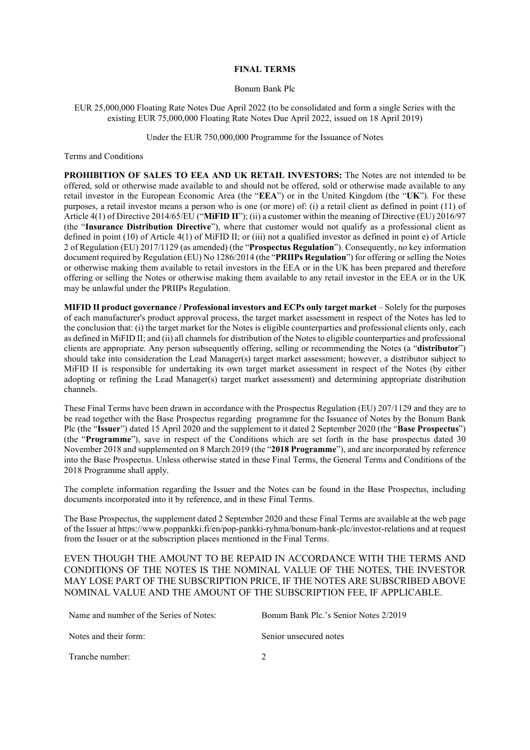# FINAL TERMS

Bonum Bank Plc

EUR 25,000,000 Floating Rate Notes Due April 2022 (to be consolidated and form a single Series with the existing EUR 75,000,000 Floating Rate Notes Due April 2022, issued on 18 April 2019)

Under the EUR 750,000,000 Programme for the Issuance of Notes

Terms and Conditions

**PROHIBITION OF SALES TO EEA AND UK RETAIL INVESTORS:** The Notes are not intended to be offered, sold or otherwise made available to and should not be offered, sold or otherwise made available to any retail investor in the European Economic Area (the "**EEA**") or in the United Kingdom (the "**UK**"). For these purposes, a retail investor means a person who is one (or more) of: (i) a retail client as defined in point (11) of Article 4(1) of Directive 2014/65/EU ("**MiFID II**"); (ii) a customer within the meaning of Directive (EU) 2016/97 (the "**Insurance Distribution Directive**"), where that customer would not qualify as a professional client as defined in point (10) of Article 4(1) of MiFID II; or (iii) not a qualified investor as defined in point e) of Article 2 of Regulation (EU) 2017/1129 (as amended) (the "**Prospectus Regulation**"). Consequently, no key information document required by Regulation (EU) No 1286/2014 (the "**PRIIPs Regulation**") for offering or selling the Notes or otherwise making them available to retail investors in the EEA or in the UK has been prepared and therefore offering or selling the Notes or otherwise making them available to any retail investor in the EEA or in the UK may be unlawful under the PRIIPs Regulation.

**MIFID II product governance / Professional investors and ECPs only target market** – Solely for the purposes of each manufacturer's product approval process, the target market assessment in respect of the Notes has led to the conclusion that: (i) the target market for the Notes is eligible counterparties and professional clients only, each as defined in MiFID II; and (ii) all channels for distribution of the Notes to eligible counterparties and professional clients are appropriate. Any person subsequently offering, selling or recommending the Notes (a "**distributor**") should take into consideration the Lead Manager(s) target market assessment; however, a distributor subject to MiFID II is responsible for undertaking its own target market assessment in respect of the Notes (by either adopting or refining the Lead Manager(s) target market assessment) and determining appropriate distribution channels.

These Final Terms have been drawn in accordance with the Prospectus Regulation (EU) 207/1129 and they are to be read together with the Base Prospectus regarding programme for the Issuance of Notes by the Bonum Bank Plc (the "**Issuer**") dated 15 April 2020 and the supplement to it dated 2 September 2020 (the "**Base Prospectus**") (the "**Programme**"), save in respect of the Conditions which are set forth in the base prospectus dated 30 November 2018 and supplemented on 8 March 2019 (the "**2018 Programme**"), and are incorporated by reference into the Base Prospectus. Unless otherwise stated in these Final Terms, the General Terms and Conditions of the 2018 Programme shall apply.

The complete information regarding the Issuer and the Notes can be found in the Base Prospectus, including documents incorporated into it by reference, and in these Final Terms.

The Base Prospectus, the supplement dated 2 September 2020 and these Final Terms are available at the web page of the Issuer at https://www.poppankki.fi/en/pop-pankki-ryhma/bonum-bank-plc/investor-relations and at request from the Issuer or at the subscription places mentioned in the Final Terms.

EVEN THOUGH THE AMOUNT TO BE REPAID IN ACCORDANCE WITH THE TERMS AND CONDITIONS OF THE NOTES IS THE NOMINAL VALUE OF THE NOTES, THE INVESTOR MAY LOSE PART OF THE SUBSCRIPTION PRICE, IF THE NOTES ARE SUBSCRIBED ABOVE NOMINAL VALUE AND THE AMOUNT OF THE SUBSCRIPTION FEE, IF APPLICABLE.

| | |
|---|---|
| Name and number of the Series of Notes: | Bonum Bank Plc.'s Senior Notes 2/2019 |
| Notes and their form: | Senior unsecured notes |
| Tranche number: | 2 |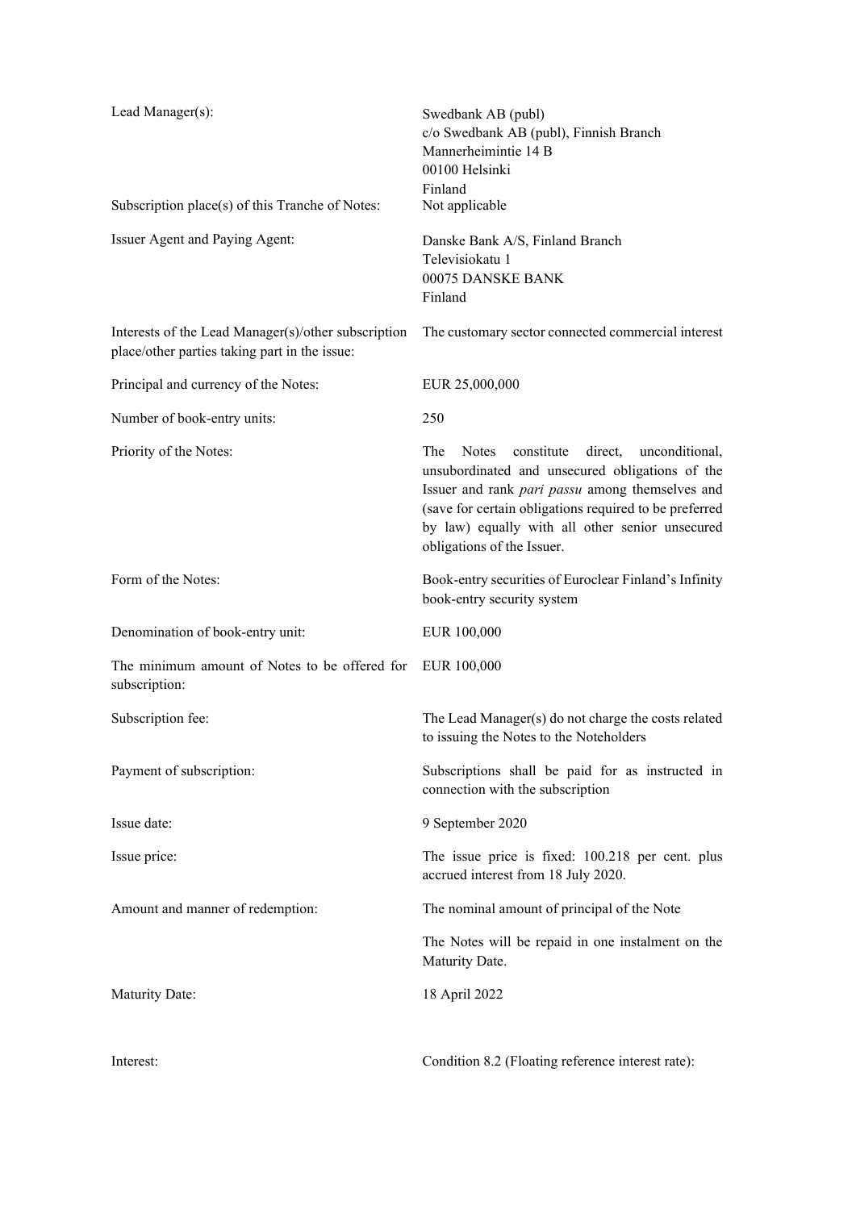| | |
|---|---|
| Lead Manager(s): | Swedbank AB (publ)<br>c/o Swedbank AB (publ), Finnish Branch<br>Mannerheimintie 14 B<br>00100 Helsinki<br>Finland |
| Subscription place(s) of this Tranche of Notes: | Not applicable |
| Issuer Agent and Paying Agent: | Danske Bank A/S, Finland Branch<br>Televisiokatu 1<br>00075 DANSKE BANK<br>Finland |
| Interests of the Lead Manager(s)/other subscription place/other parties taking part in the issue: | The customary sector connected commercial interest |
| Principal and currency of the Notes: | EUR 25,000,000 |
| Number of book-entry units: | 250 |
| Priority of the Notes: | The Notes constitute direct, unconditional, unsubordinated and unsecured obligations of the Issuer and rank *pari passu* among themselves and (save for certain obligations required to be preferred by law) equally with all other senior unsecured obligations of the Issuer. |
| Form of the Notes: | Book-entry securities of Euroclear Finland's Infinity book-entry security system |
| Denomination of book-entry unit: | EUR 100,000 |
| The minimum amount of Notes to be offered for subscription: | EUR 100,000 |
| Subscription fee: | The Lead Manager(s) do not charge the costs related to issuing the Notes to the Noteholders |
| Payment of subscription: | Subscriptions shall be paid for as instructed in connection with the subscription |
| Issue date: | 9 September 2020 |
| Issue price: | The issue price is fixed: 100.218 per cent. plus accrued interest from 18 July 2020. |
| Amount and manner of redemption: | The nominal amount of principal of the Note<br><br>The Notes will be repaid in one instalment on the Maturity Date. |
| Maturity Date: | 18 April 2022 |
| Interest: | Condition 8.2 (Floating reference interest rate): |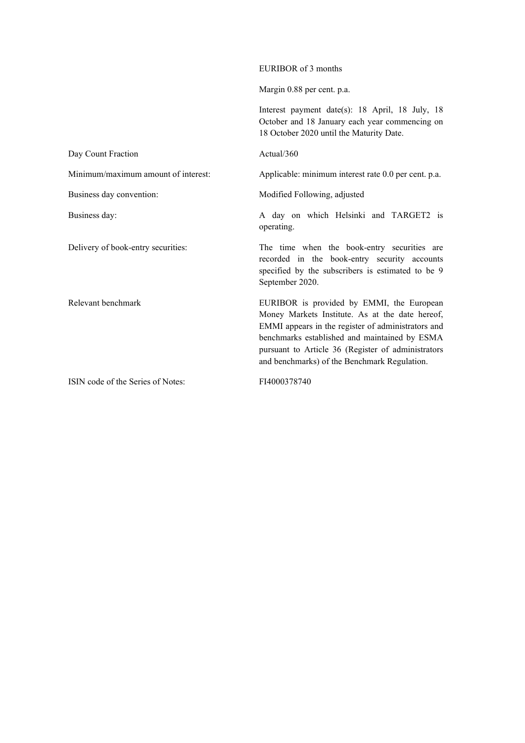| | |
|---|---|
| | EURIBOR of 3 months |
| | Margin 0.88 per cent. p.a. |
| | Interest payment date(s): 18 April, 18 July, 18 October and 18 January each year commencing on 18 October 2020 until the Maturity Date. |
| Day Count Fraction | Actual/360 |
| Minimum/maximum amount of interest: | Applicable: minimum interest rate 0.0 per cent. p.a. |
| Business day convention: | Modified Following, adjusted |
| Business day: | A day on which Helsinki and TARGET2 is operating. |
| Delivery of book-entry securities: | The time when the book-entry securities are recorded in the book-entry security accounts specified by the subscribers is estimated to be 9 September 2020. |
| Relevant benchmark | EURIBOR is provided by EMMI, the European Money Markets Institute. As at the date hereof, EMMI appears in the register of administrators and benchmarks established and maintained by ESMA pursuant to Article 36 (Register of administrators and benchmarks) of the Benchmark Regulation. |
| ISIN code of the Series of Notes: | FI4000378740 |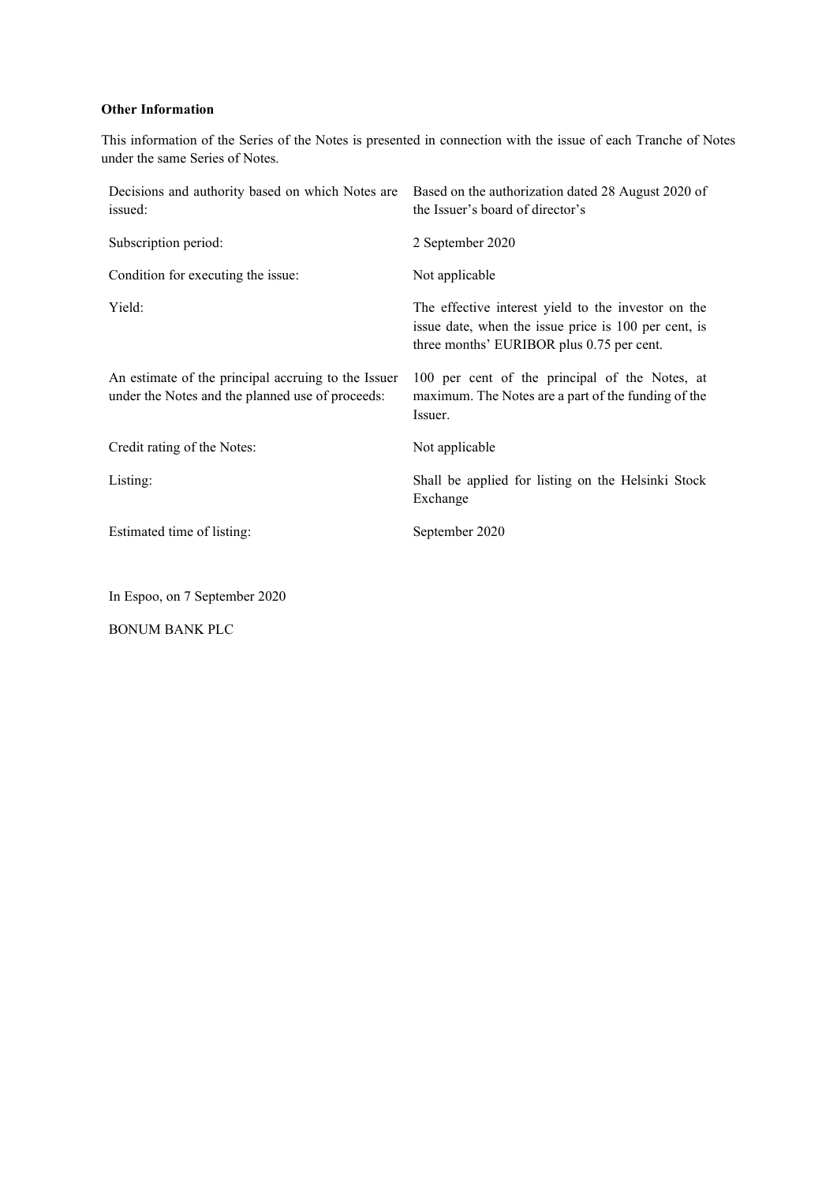**Other Information**

This information of the Series of the Notes is presented in connection with the issue of each Tranche of Notes under the same Series of Notes.

| | |
|---|---|
| Decisions and authority based on which Notes are issued: | Based on the authorization dated 28 August 2020 of the Issuer's board of director's |
| Subscription period: | 2 September 2020 |
| Condition for executing the issue: | Not applicable |
| Yield: | The effective interest yield to the investor on the issue date, when the issue price is 100 per cent, is three months' EURIBOR plus 0.75 per cent. |
| An estimate of the principal accruing to the Issuer under the Notes and the planned use of proceeds: | 100 per cent of the principal of the Notes, at maximum. The Notes are a part of the funding of the Issuer. |
| Credit rating of the Notes: | Not applicable |
| Listing: | Shall be applied for listing on the Helsinki Stock Exchange |
| Estimated time of listing: | September 2020 |

In Espoo, on 7 September 2020

BONUM BANK PLC